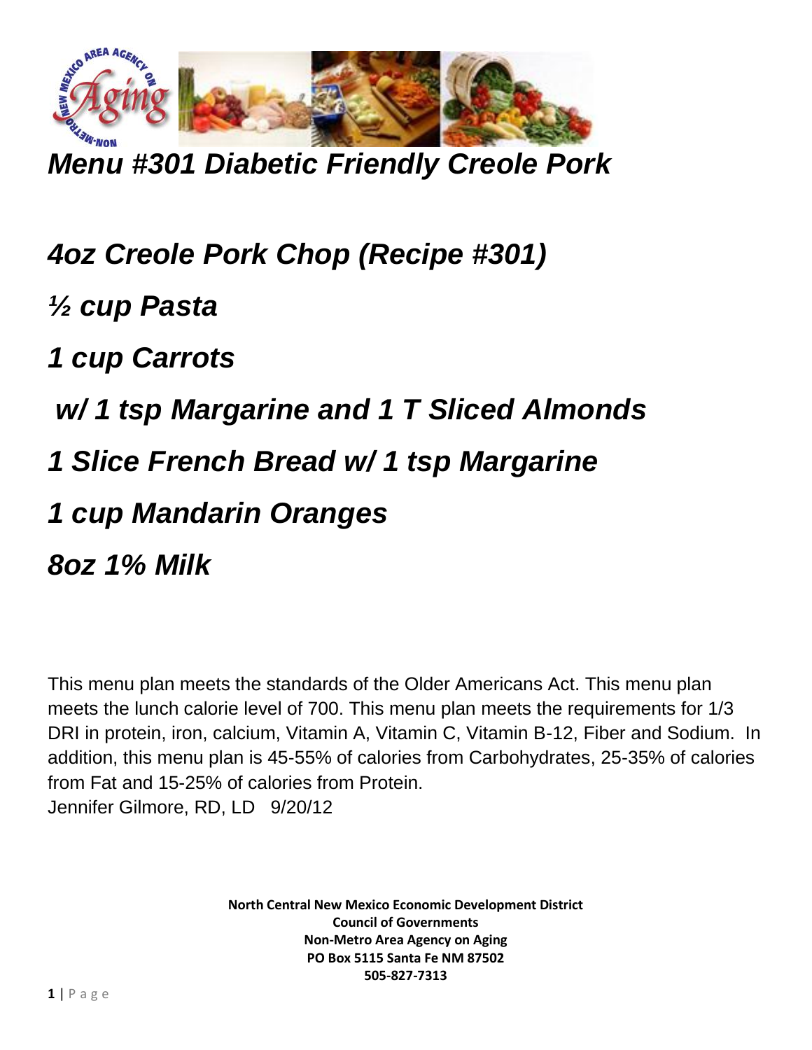# *Menu #301 Diabetic Friendly Creole Pork*

***4oz Creole Pork Chop (Recipe #301)***

***½ cup Pasta***

***1 cup Carrots***

***w/ 1 tsp Margarine and 1 T Sliced Almonds***

***1 Slice French Bread w/ 1 tsp Margarine***

***1 cup Mandarin Oranges***

***8oz 1% Milk***

This menu plan meets the standards of the Older Americans Act. This menu plan meets the lunch calorie level of 700. This menu plan meets the requirements for 1/3 DRI in protein, iron, calcium, Vitamin A, Vitamin C, Vitamin B-12, Fiber and Sodium. In addition, this menu plan is 45-55% of calories from Carbohydrates, 25-35% of calories from Fat and 15-25% of calories from Protein.
Jennifer Gilmore, RD, LD 9/20/12

**North Central New Mexico Economic Development District**
**Council of Governments**
**Non-Metro Area Agency on Aging**
**PO Box 5115 Santa Fe NM 87502**
**505-827-7313**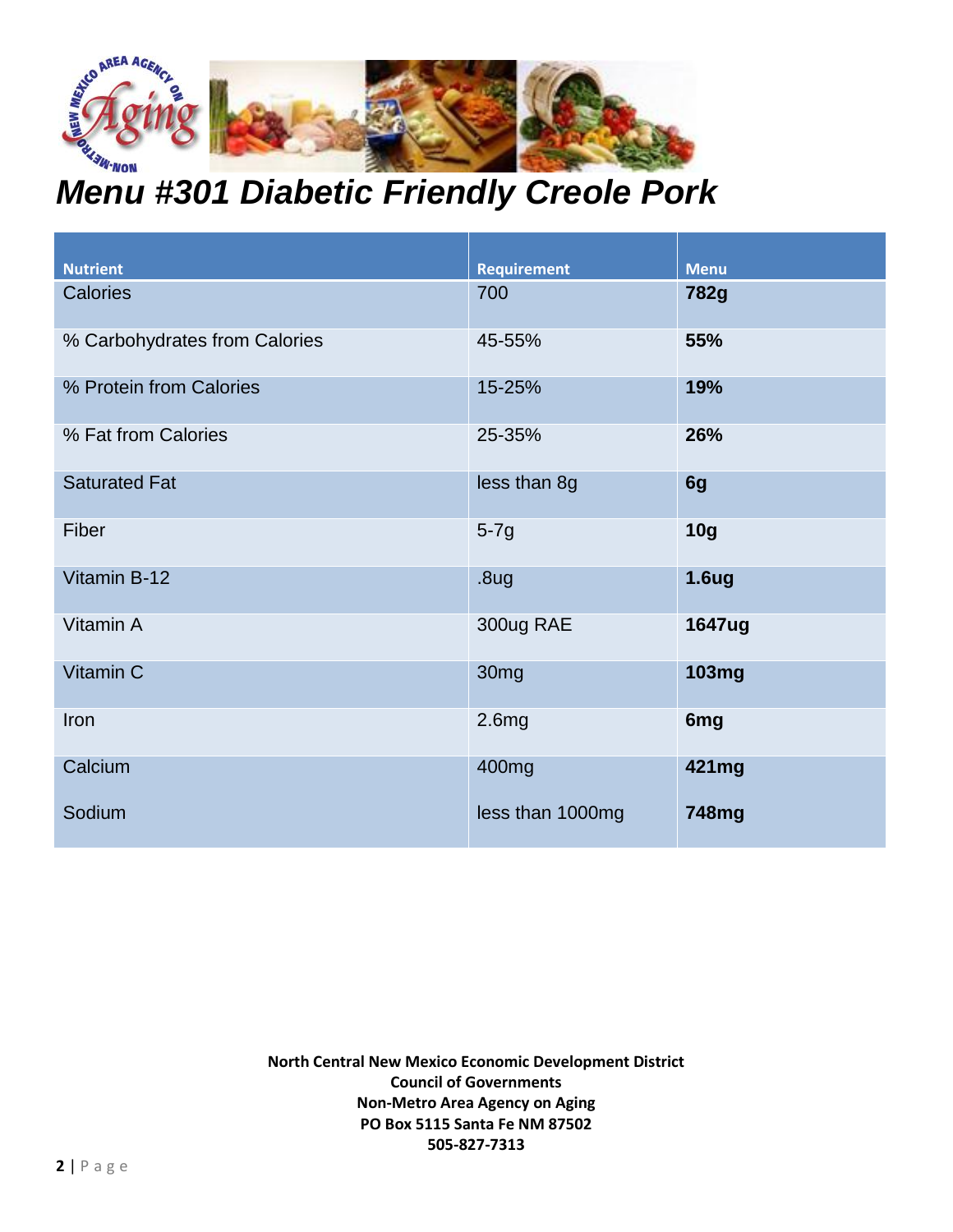# Menu #301 Diabetic Friendly Creole Pork

| Nutrient | Requirement | Menu |
|---|---|---|
| Calories | 700 | **782g** |
| % Carbohydrates from Calories | 45-55% | **55%** |
| % Protein from Calories | 15-25% | **19%** |
| % Fat from Calories | 25-35% | **26%** |
| Saturated Fat | less than 8g | **6g** |
| Fiber | 5-7g | **10g** |
| Vitamin B-12 | .8ug | **1.6ug** |
| Vitamin A | 300ug RAE | **1647ug** |
| Vitamin C | 30mg | **103mg** |
| Iron | 2.6mg | **6mg** |
| Calcium | 400mg | **421mg** |
| Sodium | less than 1000mg | **748mg** |

**North Central New Mexico Economic Development District**
**Council of Governments**
**Non-Metro Area Agency on Aging**
**PO Box 5115 Santa Fe NM 87502**
**505-827-7313**